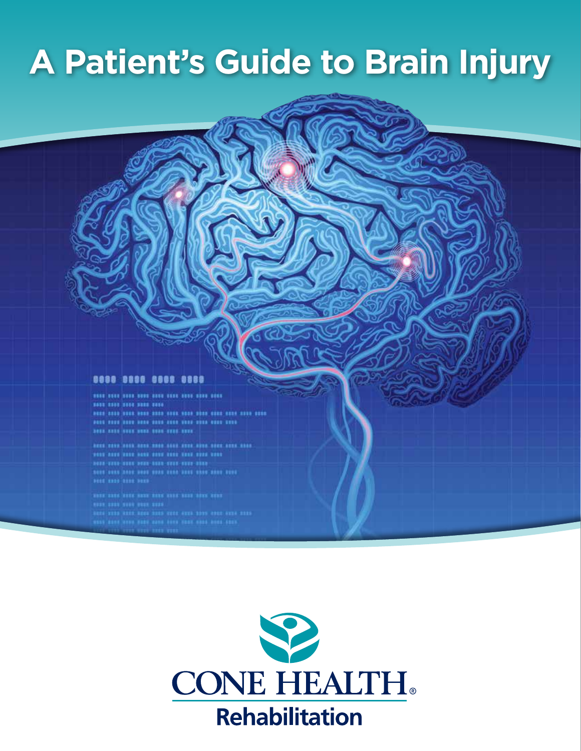# A Patient's Guide to Brain Injury

CONE HEALTH®

Rehabilitation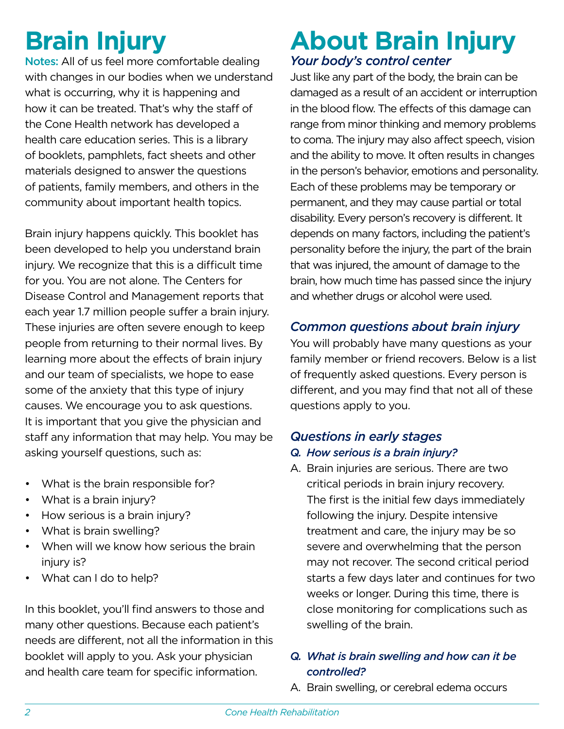# Brain Injury

**Notes:** All of us feel more comfortable dealing with changes in our bodies when we understand what is occurring, why it is happening and how it can be treated. That's why the staff of the Cone Health network has developed a health care education series. This is a library of booklets, pamphlets, fact sheets and other materials designed to answer the questions of patients, family members, and others in the community about important health topics.

Brain injury happens quickly. This booklet has been developed to help you understand brain injury. We recognize that this is a difficult time for you. You are not alone. The Centers for Disease Control and Management reports that each year 1.7 million people suffer a brain injury. These injuries are often severe enough to keep people from returning to their normal lives. By learning more about the effects of brain injury and our team of specialists, we hope to ease some of the anxiety that this type of injury causes. We encourage you to ask questions. It is important that you give the physician and staff any information that may help. You may be asking yourself questions, such as:

- What is the brain responsible for?
- What is a brain injury?
- How serious is a brain injury?
- What is brain swelling?
- When will we know how serious the brain injury is?
- What can I do to help?

In this booklet, you'll find answers to those and many other questions. Because each patient's needs are different, not all the information in this booklet will apply to you. Ask your physician and health care team for specific information.

# About Brain Injury

## *Your body's control center*

Just like any part of the body, the brain can be damaged as a result of an accident or interruption in the blood flow. The effects of this damage can range from minor thinking and memory problems to coma. The injury may also affect speech, vision and the ability to move. It often results in changes in the person's behavior, emotions and personality. Each of these problems may be temporary or permanent, and they may cause partial or total disability. Every person's recovery is different. It depends on many factors, including the patient's personality before the injury, the part of the brain that was injured, the amount of damage to the brain, how much time has passed since the injury and whether drugs or alcohol were used.

## *Common questions about brain injury*

You will probably have many questions as your family member or friend recovers. Below is a list of frequently asked questions. Every person is different, and you may find that not all of these questions apply to you.

## *Questions in early stages*

***Q. How serious is a brain injury?***

A. Brain injuries are serious. There are two critical periods in brain injury recovery. The first is the initial few days immediately following the injury. Despite intensive treatment and care, the injury may be so severe and overwhelming that the person may not recover. The second critical period starts a few days later and continues for two weeks or longer. During this time, there is close monitoring for complications such as swelling of the brain.

***Q. What is brain swelling and how can it be controlled?***

A. Brain swelling, or cerebral edema occurs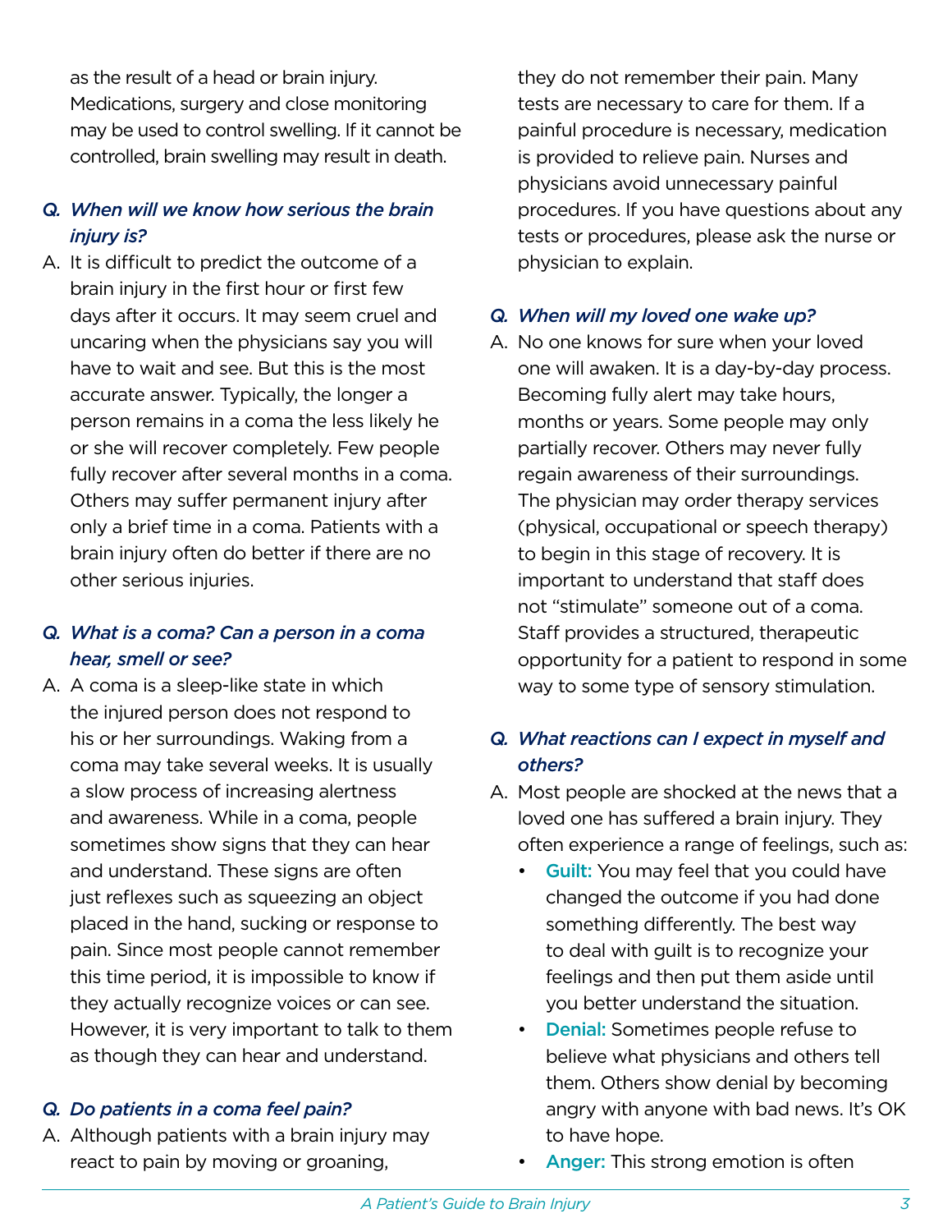as the result of a head or brain injury. Medications, surgery and close monitoring may be used to control swelling. If it cannot be controlled, brain swelling may result in death.

***Q. When will we know how serious the brain injury is?***

A. It is difficult to predict the outcome of a brain injury in the first hour or first few days after it occurs. It may seem cruel and uncaring when the physicians say you will have to wait and see. But this is the most accurate answer. Typically, the longer a person remains in a coma the less likely he or she will recover completely. Few people fully recover after several months in a coma. Others may suffer permanent injury after only a brief time in a coma. Patients with a brain injury often do better if there are no other serious injuries.

***Q. What is a coma? Can a person in a coma hear, smell or see?***

A. A coma is a sleep-like state in which the injured person does not respond to his or her surroundings. Waking from a coma may take several weeks. It is usually a slow process of increasing alertness and awareness. While in a coma, people sometimes show signs that they can hear and understand. These signs are often just reflexes such as squeezing an object placed in the hand, sucking or response to pain. Since most people cannot remember this time period, it is impossible to know if they actually recognize voices or can see. However, it is very important to talk to them as though they can hear and understand.

***Q. Do patients in a coma feel pain?***

A. Although patients with a brain injury may react to pain by moving or groaning, they do not remember their pain. Many tests are necessary to care for them. If a painful procedure is necessary, medication is provided to relieve pain. Nurses and physicians avoid unnecessary painful procedures. If you have questions about any tests or procedures, please ask the nurse or physician to explain.

***Q. When will my loved one wake up?***

A. No one knows for sure when your loved one will awaken. It is a day-by-day process. Becoming fully alert may take hours, months or years. Some people may only partially recover. Others may never fully regain awareness of their surroundings. The physician may order therapy services (physical, occupational or speech therapy) to begin in this stage of recovery. It is important to understand that staff does not "stimulate" someone out of a coma. Staff provides a structured, therapeutic opportunity for a patient to respond in some way to some type of sensory stimulation.

***Q. What reactions can I expect in myself and others?***

A. Most people are shocked at the news that a loved one has suffered a brain injury. They often experience a range of feelings, such as:
   - **Guilt:** You may feel that you could have changed the outcome if you had done something differently. The best way to deal with guilt is to recognize your feelings and then put them aside until you better understand the situation.
   - **Denial:** Sometimes people refuse to believe what physicians and others tell them. Others show denial by becoming angry with anyone with bad news. It's OK to have hope.
   - **Anger:** This strong emotion is often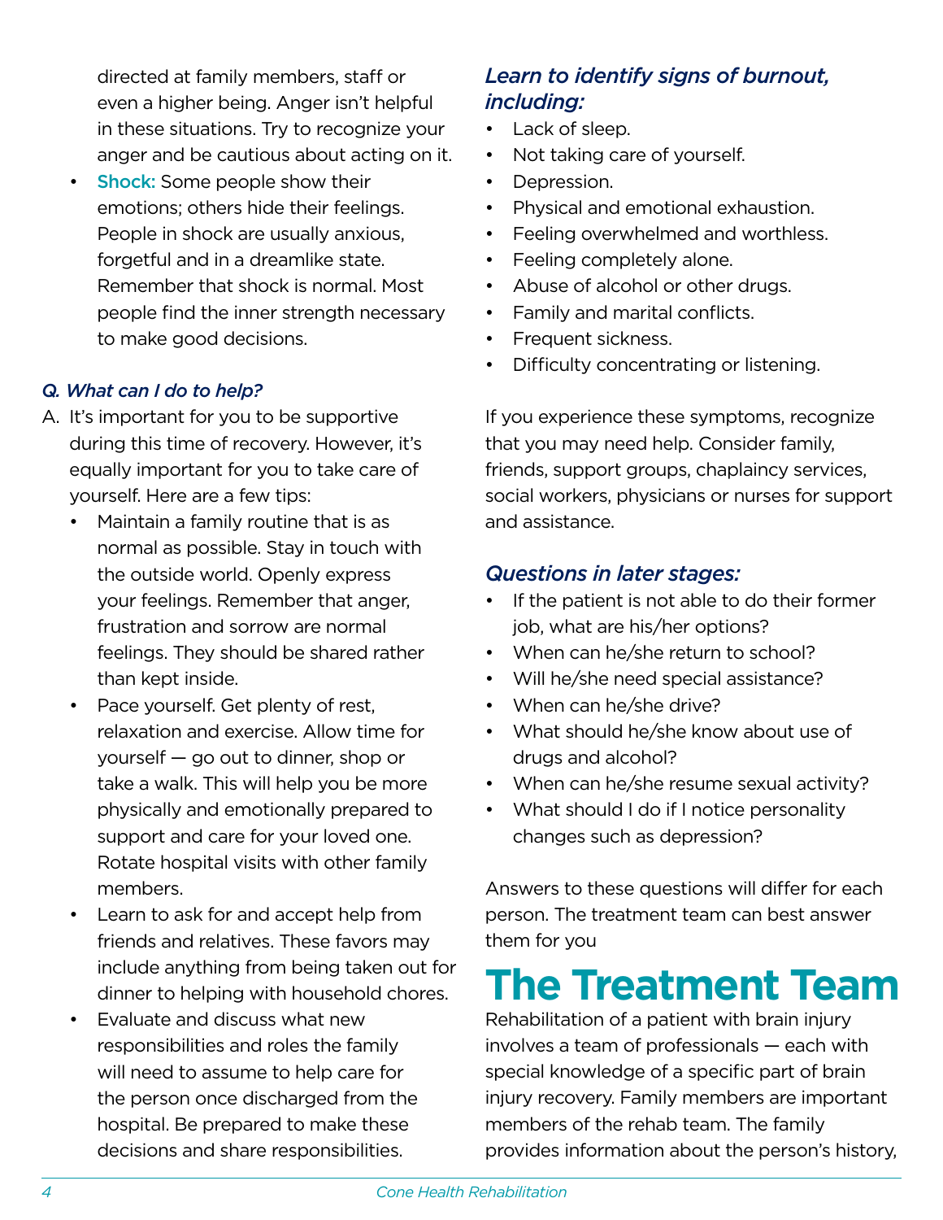directed at family members, staff or even a higher being. Anger isn't helpful in these situations. Try to recognize your anger and be cautious about acting on it.

- **Shock:** Some people show their emotions; others hide their feelings. People in shock are usually anxious, forgetful and in a dreamlike state. Remember that shock is normal. Most people find the inner strength necessary to make good decisions.

*Q. What can I do to help?*

A. It's important for you to be supportive during this time of recovery. However, it's equally important for you to take care of yourself. Here are a few tips:

- Maintain a family routine that is as normal as possible. Stay in touch with the outside world. Openly express your feelings. Remember that anger, frustration and sorrow are normal feelings. They should be shared rather than kept inside.
- Pace yourself. Get plenty of rest, relaxation and exercise. Allow time for yourself — go out to dinner, shop or take a walk. This will help you be more physically and emotionally prepared to support and care for your loved one. Rotate hospital visits with other family members.
- Learn to ask for and accept help from friends and relatives. These favors may include anything from being taken out for dinner to helping with household chores.
- Evaluate and discuss what new responsibilities and roles the family will need to assume to help care for the person once discharged from the hospital. Be prepared to make these decisions and share responsibilities.

### *Learn to identify signs of burnout, including:*

- Lack of sleep.
- Not taking care of yourself.
- Depression.
- Physical and emotional exhaustion.
- Feeling overwhelmed and worthless.
- Feeling completely alone.
- Abuse of alcohol or other drugs.
- Family and marital conflicts.
- Frequent sickness.
- Difficulty concentrating or listening.

If you experience these symptoms, recognize that you may need help. Consider family, friends, support groups, chaplaincy services, social workers, physicians or nurses for support and assistance.

### *Questions in later stages:*

- If the patient is not able to do their former job, what are his/her options?
- When can he/she return to school?
- Will he/she need special assistance?
- When can he/she drive?
- What should he/she know about use of drugs and alcohol?
- When can he/she resume sexual activity?
- What should I do if I notice personality changes such as depression?

Answers to these questions will differ for each person. The treatment team can best answer them for you

# The Treatment Team

Rehabilitation of a patient with brain injury involves a team of professionals — each with special knowledge of a specific part of brain injury recovery. Family members are important members of the rehab team. The family provides information about the person's history,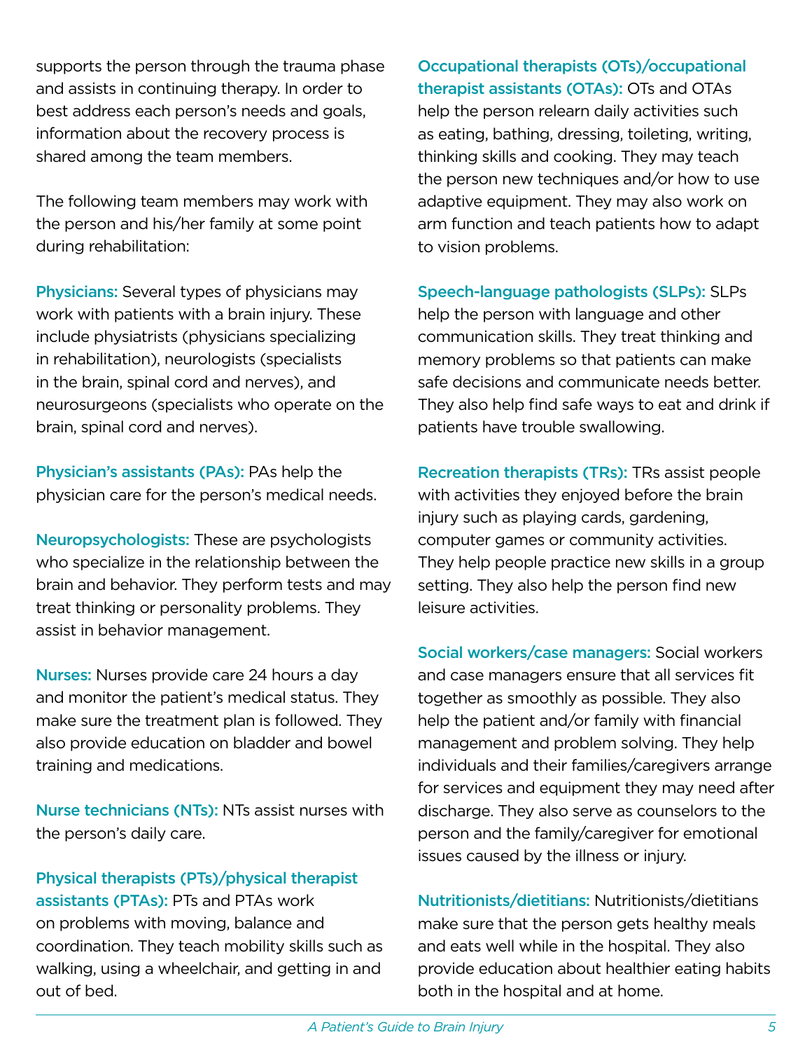supports the person through the trauma phase and assists in continuing therapy. In order to best address each person's needs and goals, information about the recovery process is shared among the team members.

The following team members may work with the person and his/her family at some point during rehabilitation:

**Physicians:** Several types of physicians may work with patients with a brain injury. These include physiatrists (physicians specializing in rehabilitation), neurologists (specialists in the brain, spinal cord and nerves), and neurosurgeons (specialists who operate on the brain, spinal cord and nerves).

**Physician's assistants (PAs):** PAs help the physician care for the person's medical needs.

**Neuropsychologists:** These are psychologists who specialize in the relationship between the brain and behavior. They perform tests and may treat thinking or personality problems. They assist in behavior management.

**Nurses:** Nurses provide care 24 hours a day and monitor the patient's medical status. They make sure the treatment plan is followed. They also provide education on bladder and bowel training and medications.

**Nurse technicians (NTs):** NTs assist nurses with the person's daily care.

**Physical therapists (PTs)/physical therapist assistants (PTAs):** PTs and PTAs work on problems with moving, balance and coordination. They teach mobility skills such as walking, using a wheelchair, and getting in and out of bed.

**Occupational therapists (OTs)/occupational therapist assistants (OTAs):** OTs and OTAs help the person relearn daily activities such as eating, bathing, dressing, toileting, writing, thinking skills and cooking. They may teach the person new techniques and/or how to use adaptive equipment. They may also work on arm function and teach patients how to adapt to vision problems.

**Speech-language pathologists (SLPs):** SLPs help the person with language and other communication skills. They treat thinking and memory problems so that patients can make safe decisions and communicate needs better. They also help find safe ways to eat and drink if patients have trouble swallowing.

**Recreation therapists (TRs):** TRs assist people with activities they enjoyed before the brain injury such as playing cards, gardening, computer games or community activities. They help people practice new skills in a group setting. They also help the person find new leisure activities.

**Social workers/case managers:** Social workers and case managers ensure that all services fit together as smoothly as possible. They also help the patient and/or family with financial management and problem solving. They help individuals and their families/caregivers arrange for services and equipment they may need after discharge. They also serve as counselors to the person and the family/caregiver for emotional issues caused by the illness or injury.

**Nutritionists/dietitians:** Nutritionists/dietitians make sure that the person gets healthy meals and eats well while in the hospital. They also provide education about healthier eating habits both in the hospital and at home.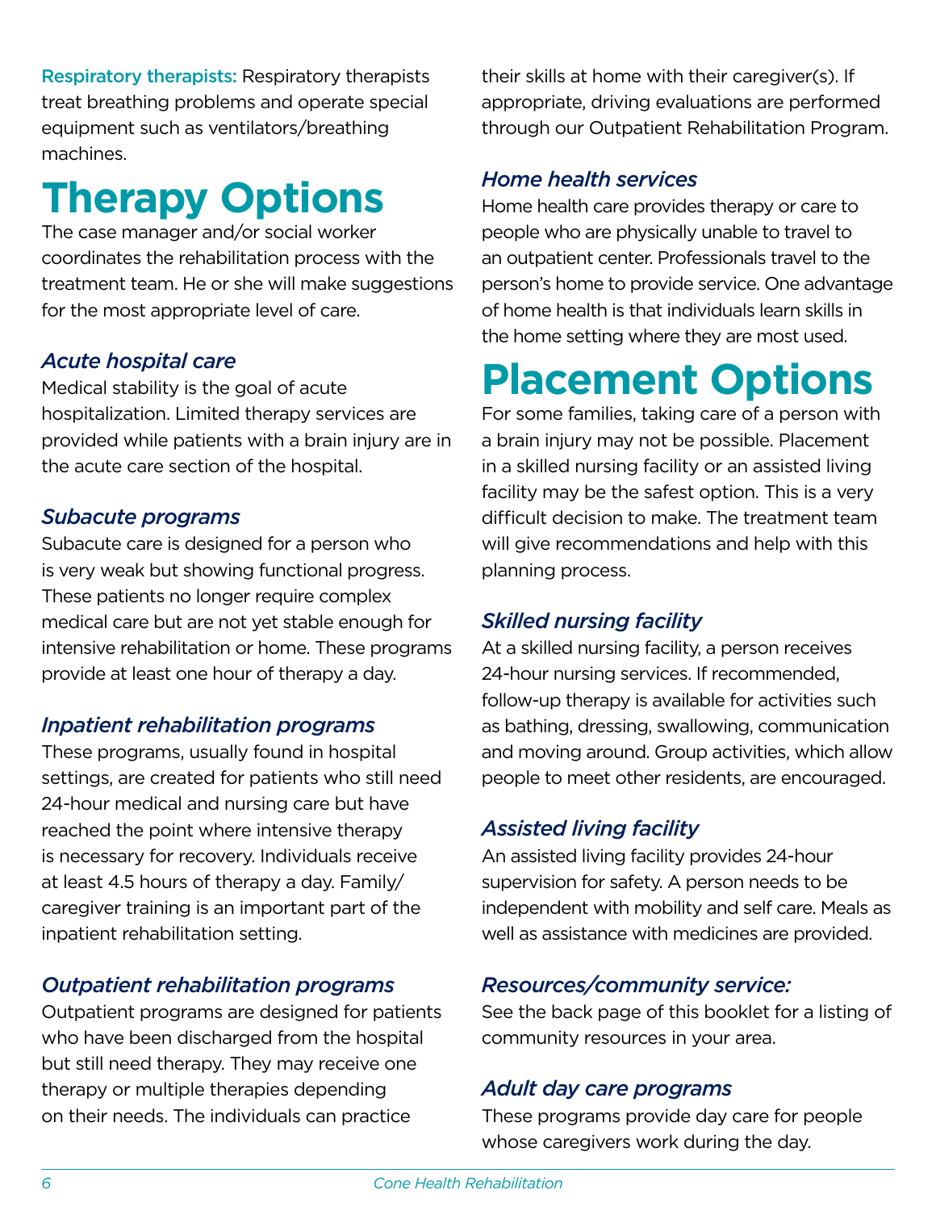**Respiratory therapists:** Respiratory therapists treat breathing problems and operate special equipment such as ventilators/breathing machines.

# Therapy Options

The case manager and/or social worker coordinates the rehabilitation process with the treatment team. He or she will make suggestions for the most appropriate level of care.

### *Acute hospital care*

Medical stability is the goal of acute hospitalization. Limited therapy services are provided while patients with a brain injury are in the acute care section of the hospital.

### *Subacute programs*

Subacute care is designed for a person who is very weak but showing functional progress. These patients no longer require complex medical care but are not yet stable enough for intensive rehabilitation or home. These programs provide at least one hour of therapy a day.

### *Inpatient rehabilitation programs*

These programs, usually found in hospital settings, are created for patients who still need 24-hour medical and nursing care but have reached the point where intensive therapy is necessary for recovery. Individuals receive at least 4.5 hours of therapy a day. Family/caregiver training is an important part of the inpatient rehabilitation setting.

### *Outpatient rehabilitation programs*

Outpatient programs are designed for patients who have been discharged from the hospital but still need therapy. They may receive one therapy or multiple therapies depending on their needs. The individuals can practice their skills at home with their caregiver(s). If appropriate, driving evaluations are performed through our Outpatient Rehabilitation Program.

### *Home health services*

Home health care provides therapy or care to people who are physically unable to travel to an outpatient center. Professionals travel to the person's home to provide service. One advantage of home health is that individuals learn skills in the home setting where they are most used.

# Placement Options

For some families, taking care of a person with a brain injury may not be possible. Placement in a skilled nursing facility or an assisted living facility may be the safest option. This is a very difficult decision to make. The treatment team will give recommendations and help with this planning process.

### *Skilled nursing facility*

At a skilled nursing facility, a person receives 24-hour nursing services. If recommended, follow-up therapy is available for activities such as bathing, dressing, swallowing, communication and moving around. Group activities, which allow people to meet other residents, are encouraged.

### *Assisted living facility*

An assisted living facility provides 24-hour supervision for safety. A person needs to be independent with mobility and self care. Meals as well as assistance with medicines are provided.

### *Resources/community service:*

See the back page of this booklet for a listing of community resources in your area.

### *Adult day care programs*

These programs provide day care for people whose caregivers work during the day.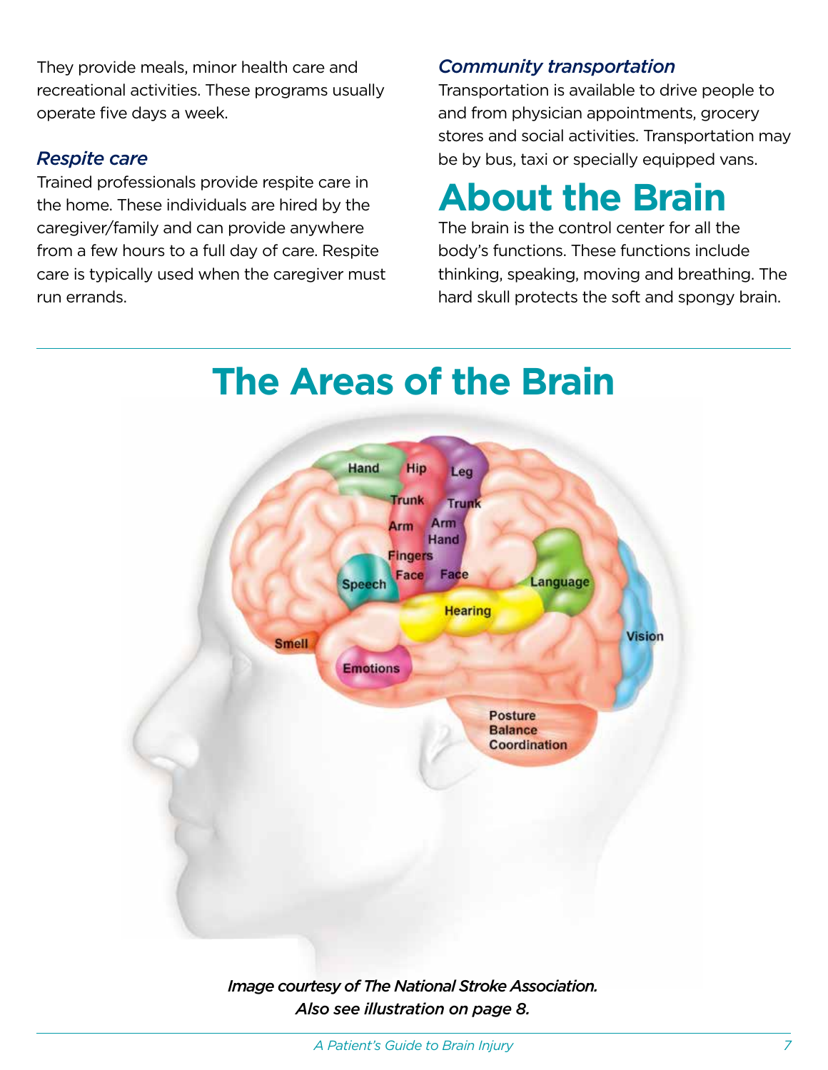They provide meals, minor health care and recreational activities. These programs usually operate five days a week.

### *Respite care*

Trained professionals provide respite care in the home. These individuals are hired by the caregiver/family and can provide anywhere from a few hours to a full day of care. Respite care is typically used when the caregiver must run errands.

### *Community transportation*

Transportation is available to drive people to and from physician appointments, grocery stores and social activities. Transportation may be by bus, taxi or specially equipped vans.

# About the Brain

The brain is the control center for all the body's functions. These functions include thinking, speaking, moving and breathing. The hard skull protects the soft and spongy brain.

## The Areas of the Brain

Hand, Hip, Leg, Trunk, Trunk, Arm, Arm, Hand, Fingers, Face, Face, Speech, Language, Hearing, Smell, Vision, Emotions, Posture, Balance, Coordination

*Image courtesy of The National Stroke Association.*
*Also see illustration on page 8.*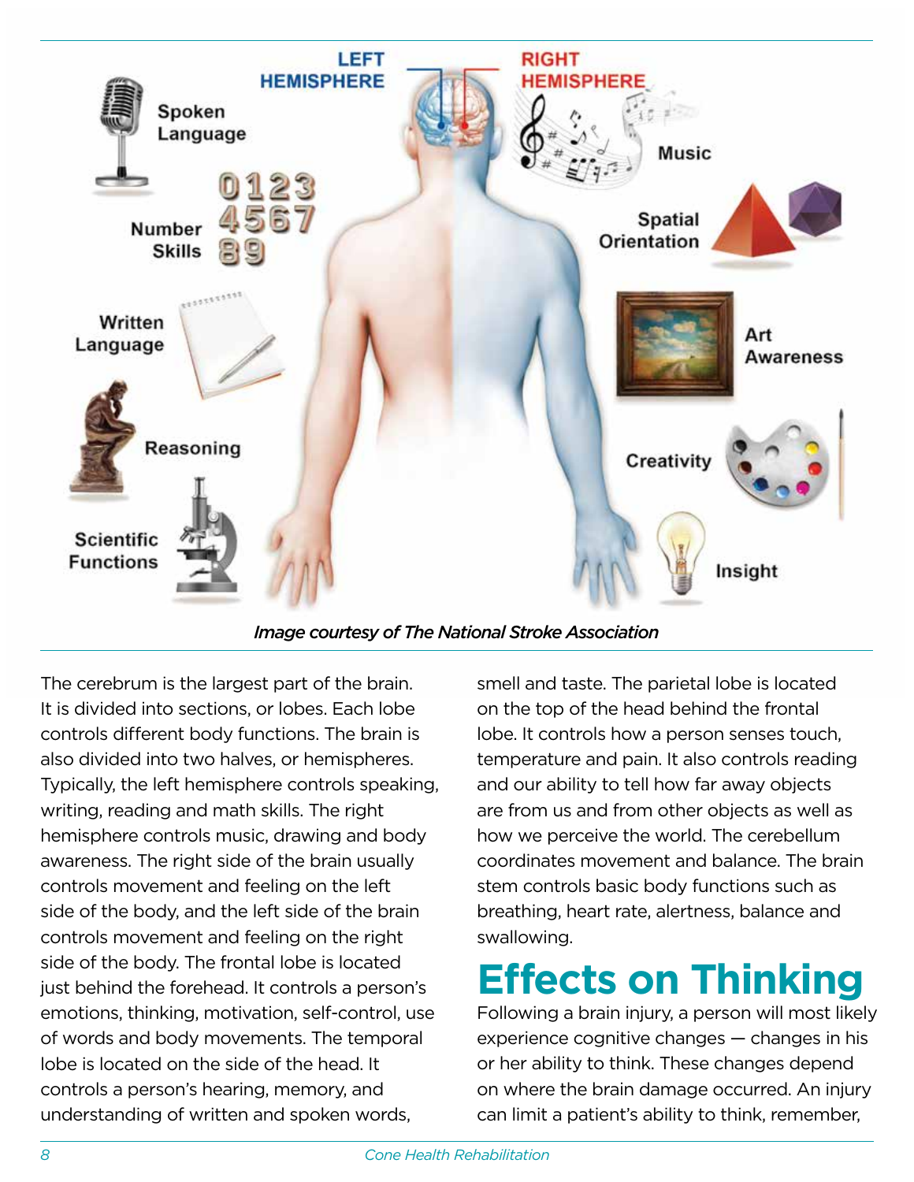LEFT HEMISPHERE

RIGHT HEMISPHERE

Spoken Language

Number Skills

Written Language

Reasoning

Scientific Functions

Music

Spatial Orientation

Art Awareness

Creativity

Insight

*Image courtesy of The National Stroke Association*

The cerebrum is the largest part of the brain. It is divided into sections, or lobes. Each lobe controls different body functions. The brain is also divided into two halves, or hemispheres. Typically, the left hemisphere controls speaking, writing, reading and math skills. The right hemisphere controls music, drawing and body awareness. The right side of the brain usually controls movement and feeling on the left side of the body, and the left side of the brain controls movement and feeling on the right side of the body. The frontal lobe is located just behind the forehead. It controls a person's emotions, thinking, motivation, self-control, use of words and body movements. The temporal lobe is located on the side of the head. It controls a person's hearing, memory, and understanding of written and spoken words, smell and taste. The parietal lobe is located on the top of the head behind the frontal lobe. It controls how a person senses touch, temperature and pain. It also controls reading and our ability to tell how far away objects are from us and from other objects as well as how we perceive the world. The cerebellum coordinates movement and balance. The brain stem controls basic body functions such as breathing, heart rate, alertness, balance and swallowing.

# Effects on Thinking

Following a brain injury, a person will most likely experience cognitive changes — changes in his or her ability to think. These changes depend on where the brain damage occurred. An injury can limit a patient's ability to think, remember,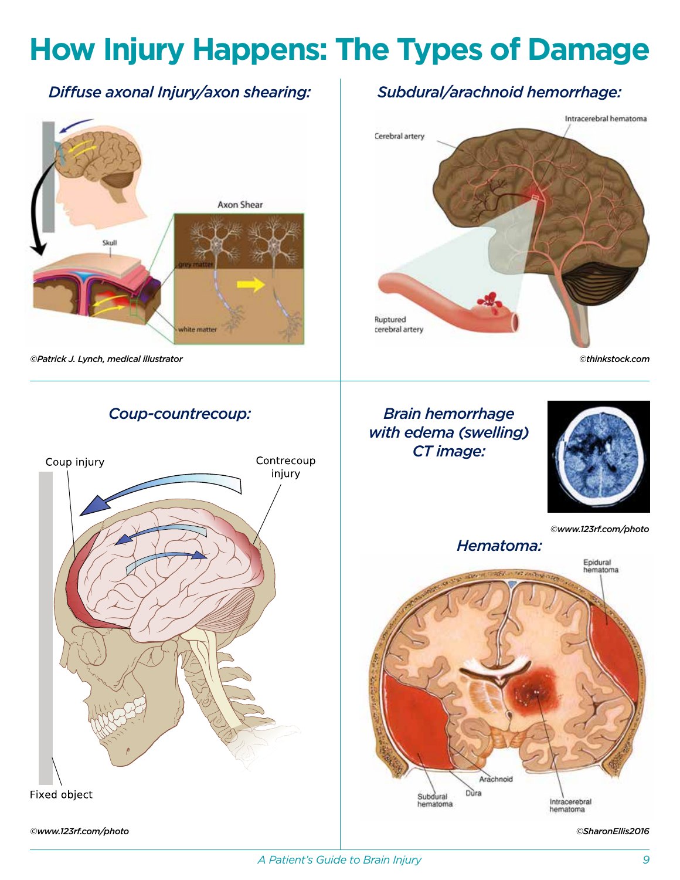# How Injury Happens: The Types of Damage

*Diffuse axonal Injury/axon shearing:*

Axon Shear

Skull

grey matter

white matter

*©Patrick J. Lynch, medical illustrator*

*Subdural/arachnoid hemorrhage:*

Cerebral artery

Intracerebral hematoma

Ruptured cerebral artery

*©thinkstock.com*

*Coup-countrecoup:*

Coup injury

Contrecoup injury

Fixed object

*©www.123rf.com/photo*

*Brain hemorrhage with edema (swelling) CT image:*

*©www.123rf.com/photo*

*Hematoma:*

Epidural hematoma

Arachnoid

Dura

Subdural hematoma

Intracerebral hematoma

*©SharonEllis2016*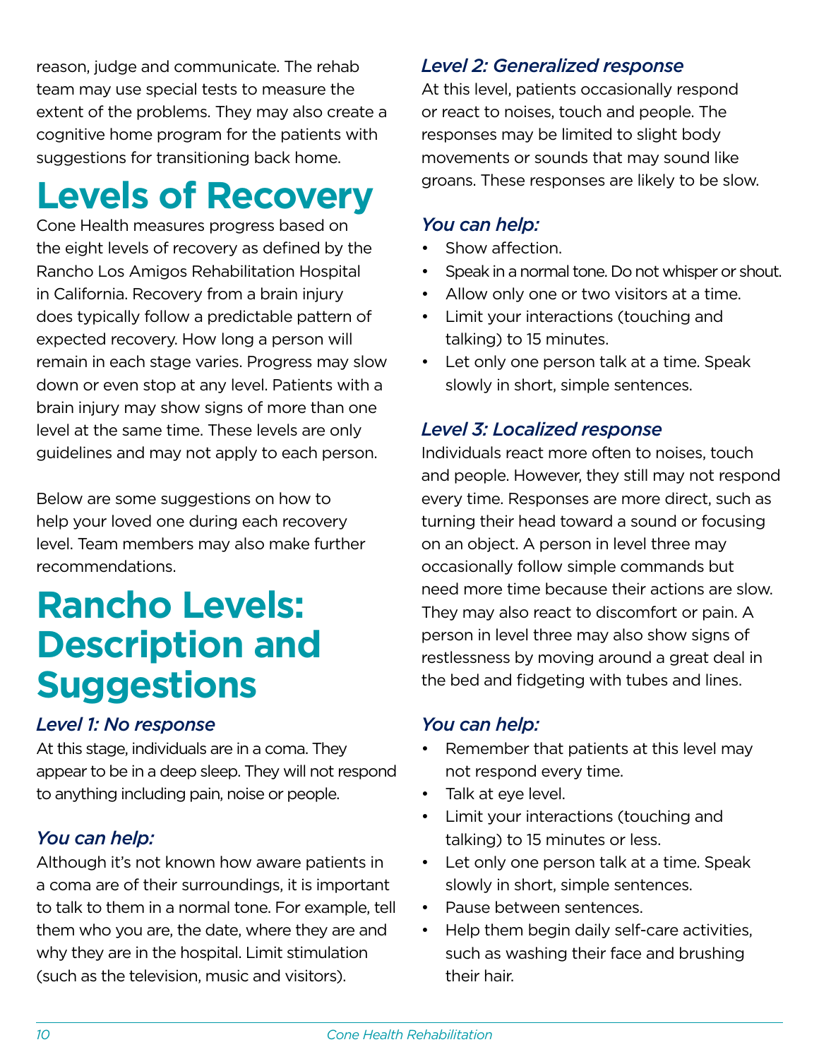reason, judge and communicate. The rehab team may use special tests to measure the extent of the problems. They may also create a cognitive home program for the patients with suggestions for transitioning back home.

# Levels of Recovery

Cone Health measures progress based on the eight levels of recovery as defined by the Rancho Los Amigos Rehabilitation Hospital in California. Recovery from a brain injury does typically follow a predictable pattern of expected recovery. How long a person will remain in each stage varies. Progress may slow down or even stop at any level. Patients with a brain injury may show signs of more than one level at the same time. These levels are only guidelines and may not apply to each person.

Below are some suggestions on how to help your loved one during each recovery level. Team members may also make further recommendations.

# Rancho Levels: Description and Suggestions

### *Level 1: No response*

At this stage, individuals are in a coma. They appear to be in a deep sleep. They will not respond to anything including pain, noise or people.

### *You can help:*

Although it's not known how aware patients in a coma are of their surroundings, it is important to talk to them in a normal tone. For example, tell them who you are, the date, where they are and why they are in the hospital. Limit stimulation (such as the television, music and visitors).

### *Level 2: Generalized response*

At this level, patients occasionally respond or react to noises, touch and people. The responses may be limited to slight body movements or sounds that may sound like groans. These responses are likely to be slow.

### *You can help:*

- Show affection.
- Speak in a normal tone. Do not whisper or shout.
- Allow only one or two visitors at a time.
- Limit your interactions (touching and talking) to 15 minutes.
- Let only one person talk at a time. Speak slowly in short, simple sentences.

### *Level 3: Localized response*

Individuals react more often to noises, touch and people. However, they still may not respond every time. Responses are more direct, such as turning their head toward a sound or focusing on an object. A person in level three may occasionally follow simple commands but need more time because their actions are slow. They may also react to discomfort or pain. A person in level three may also show signs of restlessness by moving around a great deal in the bed and fidgeting with tubes and lines.

### *You can help:*

- Remember that patients at this level may not respond every time.
- Talk at eye level.
- Limit your interactions (touching and talking) to 15 minutes or less.
- Let only one person talk at a time. Speak slowly in short, simple sentences.
- Pause between sentences.
- Help them begin daily self-care activities, such as washing their face and brushing their hair.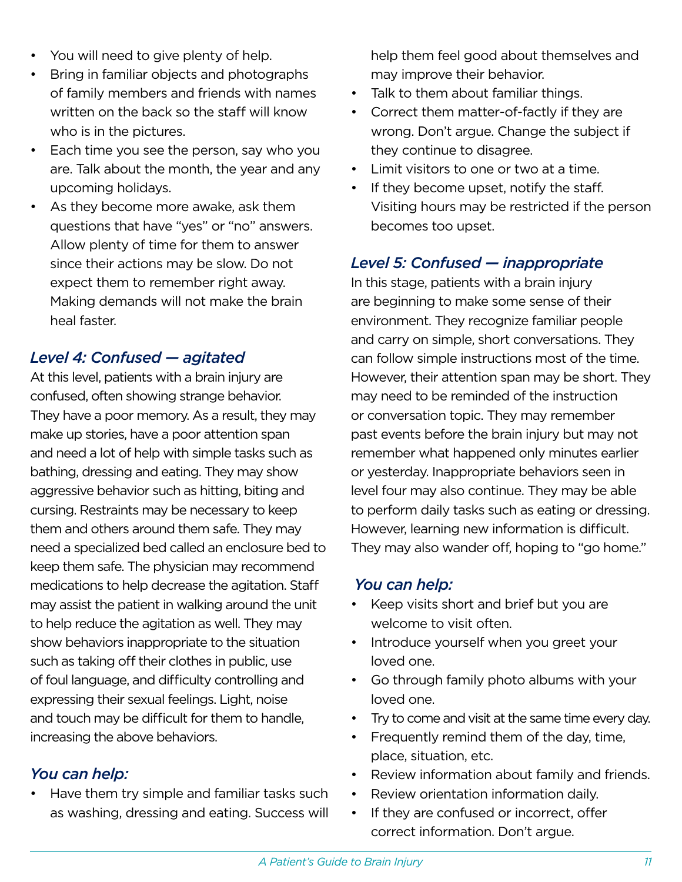- You will need to give plenty of help.
- Bring in familiar objects and photographs of family members and friends with names written on the back so the staff will know who is in the pictures.
- Each time you see the person, say who you are. Talk about the month, the year and any upcoming holidays.
- As they become more awake, ask them questions that have "yes" or "no" answers. Allow plenty of time for them to answer since their actions may be slow. Do not expect them to remember right away. Making demands will not make the brain heal faster.

### *Level 4: Confused — agitated*

At this level, patients with a brain injury are confused, often showing strange behavior. They have a poor memory. As a result, they may make up stories, have a poor attention span and need a lot of help with simple tasks such as bathing, dressing and eating. They may show aggressive behavior such as hitting, biting and cursing. Restraints may be necessary to keep them and others around them safe. They may need a specialized bed called an enclosure bed to keep them safe. The physician may recommend medications to help decrease the agitation. Staff may assist the patient in walking around the unit to help reduce the agitation as well. They may show behaviors inappropriate to the situation such as taking off their clothes in public, use of foul language, and difficulty controlling and expressing their sexual feelings. Light, noise and touch may be difficult for them to handle, increasing the above behaviors.

### *You can help:*

- Have them try simple and familiar tasks such as washing, dressing and eating. Success will help them feel good about themselves and may improve their behavior.
- Talk to them about familiar things.
- Correct them matter-of-factly if they are wrong. Don't argue. Change the subject if they continue to disagree.
- Limit visitors to one or two at a time.
- If they become upset, notify the staff. Visiting hours may be restricted if the person becomes too upset.

### *Level 5: Confused — inappropriate*

In this stage, patients with a brain injury are beginning to make some sense of their environment. They recognize familiar people and carry on simple, short conversations. They can follow simple instructions most of the time. However, their attention span may be short. They may need to be reminded of the instruction or conversation topic. They may remember past events before the brain injury but may not remember what happened only minutes earlier or yesterday. Inappropriate behaviors seen in level four may also continue. They may be able to perform daily tasks such as eating or dressing. However, learning new information is difficult. They may also wander off, hoping to "go home."

### *You can help:*

- Keep visits short and brief but you are welcome to visit often.
- Introduce yourself when you greet your loved one.
- Go through family photo albums with your loved one.
- Try to come and visit at the same time every day.
- Frequently remind them of the day, time, place, situation, etc.
- Review information about family and friends.
- Review orientation information daily.
- If they are confused or incorrect, offer correct information. Don't argue.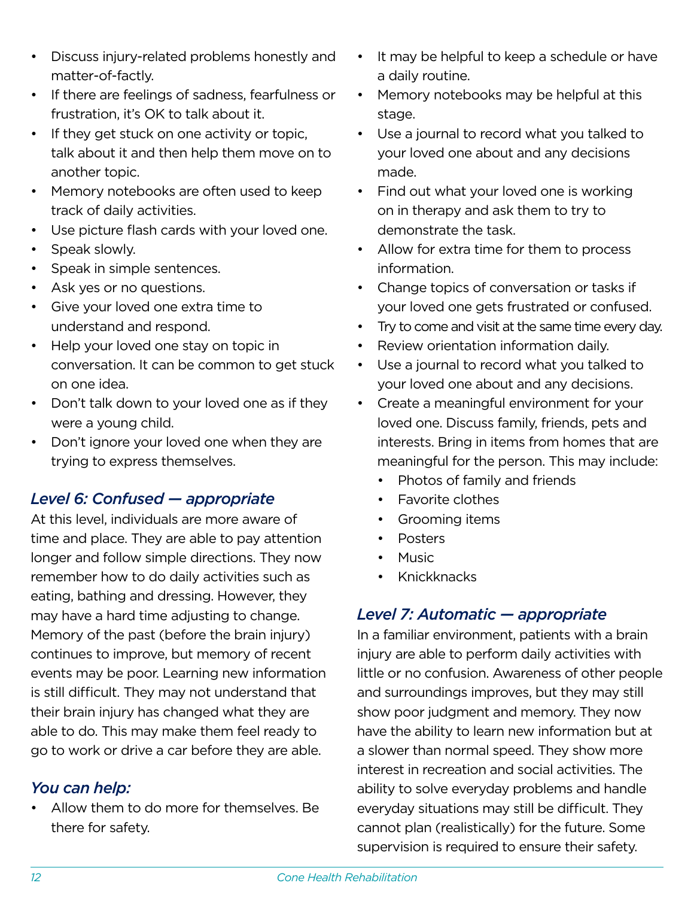- Discuss injury-related problems honestly and matter-of-factly.
- If there are feelings of sadness, fearfulness or frustration, it's OK to talk about it.
- If they get stuck on one activity or topic, talk about it and then help them move on to another topic.
- Memory notebooks are often used to keep track of daily activities.
- Use picture flash cards with your loved one.
- Speak slowly.
- Speak in simple sentences.
- Ask yes or no questions.
- Give your loved one extra time to understand and respond.
- Help your loved one stay on topic in conversation. It can be common to get stuck on one idea.
- Don't talk down to your loved one as if they were a young child.
- Don't ignore your loved one when they are trying to express themselves.

### *Level 6: Confused — appropriate*

At this level, individuals are more aware of time and place. They are able to pay attention longer and follow simple directions. They now remember how to do daily activities such as eating, bathing and dressing. However, they may have a hard time adjusting to change. Memory of the past (before the brain injury) continues to improve, but memory of recent events may be poor. Learning new information is still difficult. They may not understand that their brain injury has changed what they are able to do. This may make them feel ready to go to work or drive a car before they are able.

### *You can help:*

- Allow them to do more for themselves. Be there for safety.
- It may be helpful to keep a schedule or have a daily routine.
- Memory notebooks may be helpful at this stage.
- Use a journal to record what you talked to your loved one about and any decisions made.
- Find out what your loved one is working on in therapy and ask them to try to demonstrate the task.
- Allow for extra time for them to process information.
- Change topics of conversation or tasks if your loved one gets frustrated or confused.
- Try to come and visit at the same time every day.
- Review orientation information daily.
- Use a journal to record what you talked to your loved one about and any decisions.
- Create a meaningful environment for your loved one. Discuss family, friends, pets and interests. Bring in items from homes that are meaningful for the person. This may include:
  - Photos of family and friends
  - Favorite clothes
  - Grooming items
  - Posters
  - Music
  - Knickknacks

### *Level 7: Automatic — appropriate*

In a familiar environment, patients with a brain injury are able to perform daily activities with little or no confusion. Awareness of other people and surroundings improves, but they may still show poor judgment and memory. They now have the ability to learn new information but at a slower than normal speed. They show more interest in recreation and social activities. The ability to solve everyday problems and handle everyday situations may still be difficult. They cannot plan (realistically) for the future. Some supervision is required to ensure their safety.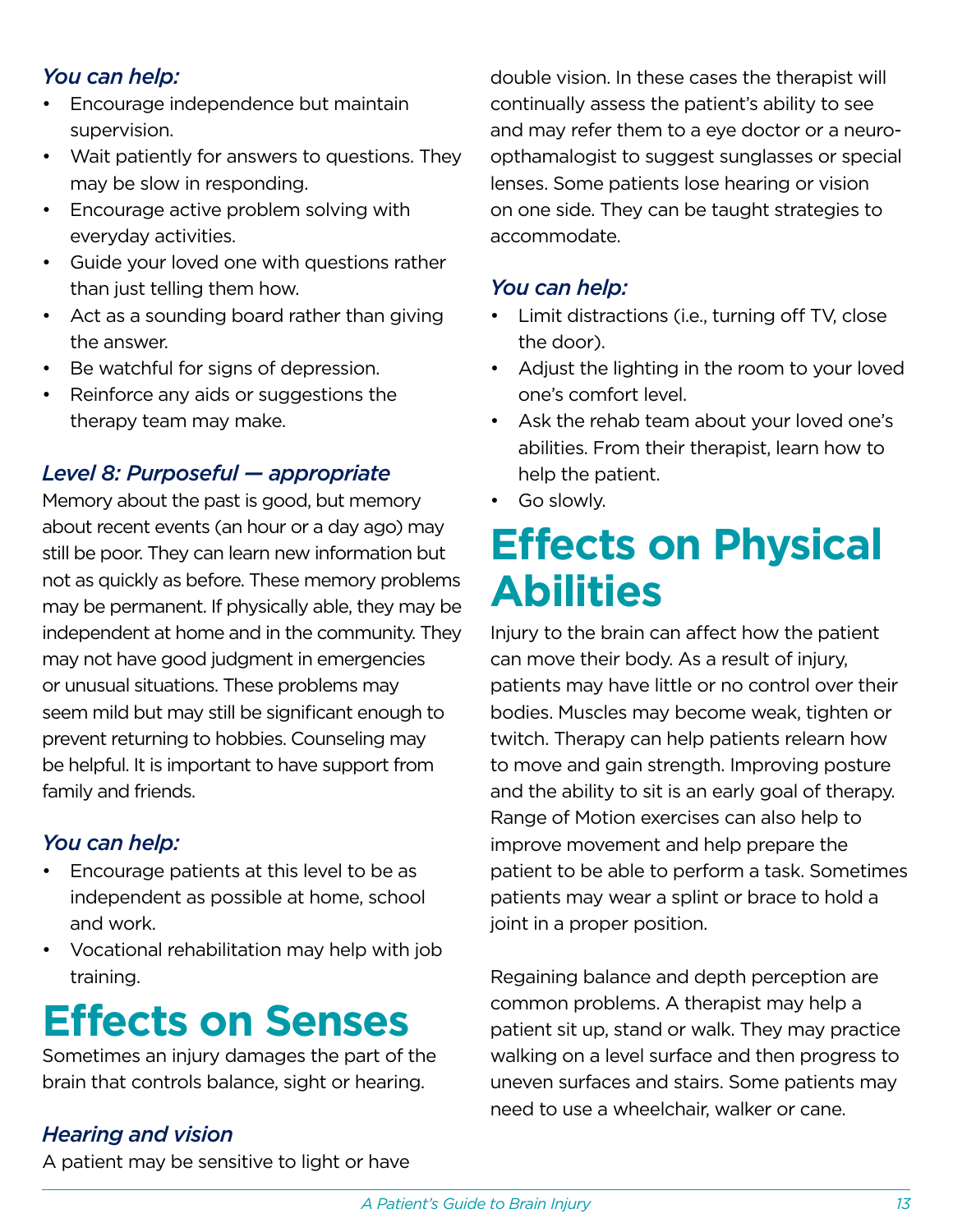*You can help:*

- Encourage independence but maintain supervision.
- Wait patiently for answers to questions. They may be slow in responding.
- Encourage active problem solving with everyday activities.
- Guide your loved one with questions rather than just telling them how.
- Act as a sounding board rather than giving the answer.
- Be watchful for signs of depression.
- Reinforce any aids or suggestions the therapy team may make.

### *Level 8: Purposeful — appropriate*

Memory about the past is good, but memory about recent events (an hour or a day ago) may still be poor. They can learn new information but not as quickly as before. These memory problems may be permanent. If physically able, they may be independent at home and in the community. They may not have good judgment in emergencies or unusual situations. These problems may seem mild but may still be significant enough to prevent returning to hobbies. Counseling may be helpful. It is important to have support from family and friends.

*You can help:*

- Encourage patients at this level to be as independent as possible at home, school and work.
- Vocational rehabilitation may help with job training.

# Effects on Senses

Sometimes an injury damages the part of the brain that controls balance, sight or hearing.

### *Hearing and vision*

A patient may be sensitive to light or have double vision. In these cases the therapist will continually assess the patient's ability to see and may refer them to a eye doctor or a neuro-opthamalogist to suggest sunglasses or special lenses. Some patients lose hearing or vision on one side. They can be taught strategies to accommodate.

*You can help:*

- Limit distractions (i.e., turning off TV, close the door).
- Adjust the lighting in the room to your loved one's comfort level.
- Ask the rehab team about your loved one's abilities. From their therapist, learn how to help the patient.
- Go slowly.

# Effects on Physical Abilities

Injury to the brain can affect how the patient can move their body. As a result of injury, patients may have little or no control over their bodies. Muscles may become weak, tighten or twitch. Therapy can help patients relearn how to move and gain strength. Improving posture and the ability to sit is an early goal of therapy. Range of Motion exercises can also help to improve movement and help prepare the patient to be able to perform a task. Sometimes patients may wear a splint or brace to hold a joint in a proper position.

Regaining balance and depth perception are common problems. A therapist may help a patient sit up, stand or walk. They may practice walking on a level surface and then progress to uneven surfaces and stairs. Some patients may need to use a wheelchair, walker or cane.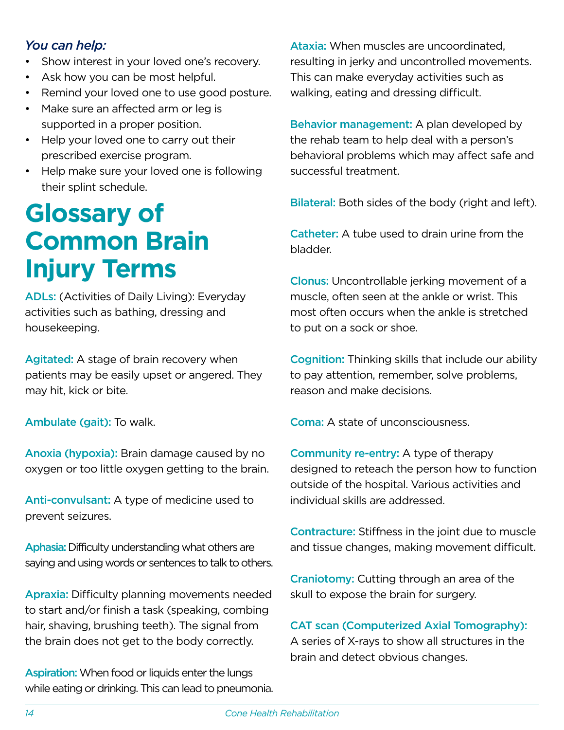*You can help:*

- Show interest in your loved one's recovery.
- Ask how you can be most helpful.
- Remind your loved one to use good posture.
- Make sure an affected arm or leg is supported in a proper position.
- Help your loved one to carry out their prescribed exercise program.
- Help make sure your loved one is following their splint schedule.

# Glossary of Common Brain Injury Terms

**ADLs:** (Activities of Daily Living): Everyday activities such as bathing, dressing and housekeeping.

**Agitated:** A stage of brain recovery when patients may be easily upset or angered. They may hit, kick or bite.

**Ambulate (gait):** To walk.

**Anoxia (hypoxia):** Brain damage caused by no oxygen or too little oxygen getting to the brain.

**Anti-convulsant:** A type of medicine used to prevent seizures.

**Aphasia:** Difficulty understanding what others are saying and using words or sentences to talk to others.

**Apraxia:** Difficulty planning movements needed to start and/or finish a task (speaking, combing hair, shaving, brushing teeth). The signal from the brain does not get to the body correctly.

**Aspiration:** When food or liquids enter the lungs while eating or drinking. This can lead to pneumonia.

**Ataxia:** When muscles are uncoordinated, resulting in jerky and uncontrolled movements. This can make everyday activities such as walking, eating and dressing difficult.

**Behavior management:** A plan developed by the rehab team to help deal with a person's behavioral problems which may affect safe and successful treatment.

**Bilateral:** Both sides of the body (right and left).

**Catheter:** A tube used to drain urine from the bladder.

**Clonus:** Uncontrollable jerking movement of a muscle, often seen at the ankle or wrist. This most often occurs when the ankle is stretched to put on a sock or shoe.

**Cognition:** Thinking skills that include our ability to pay attention, remember, solve problems, reason and make decisions.

**Coma:** A state of unconsciousness.

**Community re-entry:** A type of therapy designed to reteach the person how to function outside of the hospital. Various activities and individual skills are addressed.

**Contracture:** Stiffness in the joint due to muscle and tissue changes, making movement difficult.

**Craniotomy:** Cutting through an area of the skull to expose the brain for surgery.

**CAT scan (Computerized Axial Tomography):** A series of X-rays to show all structures in the brain and detect obvious changes.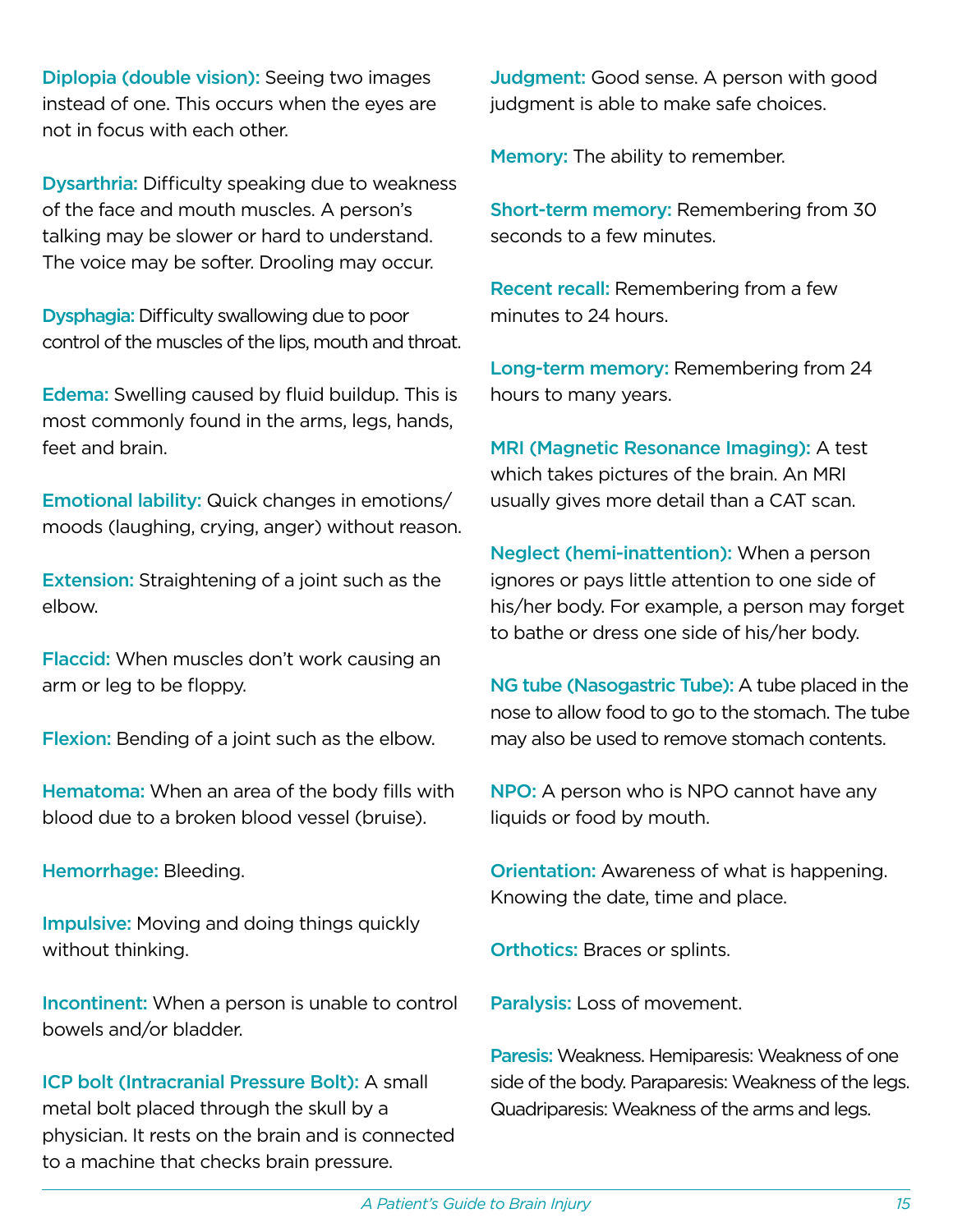**Diplopia (double vision):** Seeing two images instead of one. This occurs when the eyes are not in focus with each other.

**Dysarthria:** Difficulty speaking due to weakness of the face and mouth muscles. A person's talking may be slower or hard to understand. The voice may be softer. Drooling may occur.

**Dysphagia:** Difficulty swallowing due to poor control of the muscles of the lips, mouth and throat.

**Edema:** Swelling caused by fluid buildup. This is most commonly found in the arms, legs, hands, feet and brain.

**Emotional lability:** Quick changes in emotions/ moods (laughing, crying, anger) without reason.

**Extension:** Straightening of a joint such as the elbow.

**Flaccid:** When muscles don't work causing an arm or leg to be floppy.

**Flexion:** Bending of a joint such as the elbow.

**Hematoma:** When an area of the body fills with blood due to a broken blood vessel (bruise).

**Hemorrhage:** Bleeding.

**Impulsive:** Moving and doing things quickly without thinking.

**Incontinent:** When a person is unable to control bowels and/or bladder.

**ICP bolt (Intracranial Pressure Bolt):** A small metal bolt placed through the skull by a physician. It rests on the brain and is connected to a machine that checks brain pressure.

**Judgment:** Good sense. A person with good judgment is able to make safe choices.

**Memory:** The ability to remember.

**Short-term memory:** Remembering from 30 seconds to a few minutes.

**Recent recall:** Remembering from a few minutes to 24 hours.

**Long-term memory:** Remembering from 24 hours to many years.

**MRI (Magnetic Resonance Imaging):** A test which takes pictures of the brain. An MRI usually gives more detail than a CAT scan.

**Neglect (hemi-inattention):** When a person ignores or pays little attention to one side of his/her body. For example, a person may forget to bathe or dress one side of his/her body.

**NG tube (Nasogastric Tube):** A tube placed in the nose to allow food to go to the stomach. The tube may also be used to remove stomach contents.

**NPO:** A person who is NPO cannot have any liquids or food by mouth.

**Orientation:** Awareness of what is happening. Knowing the date, time and place.

**Orthotics:** Braces or splints.

**Paralysis:** Loss of movement.

**Paresis:** Weakness. Hemiparesis: Weakness of one side of the body. Paraparesis: Weakness of the legs. Quadriparesis: Weakness of the arms and legs.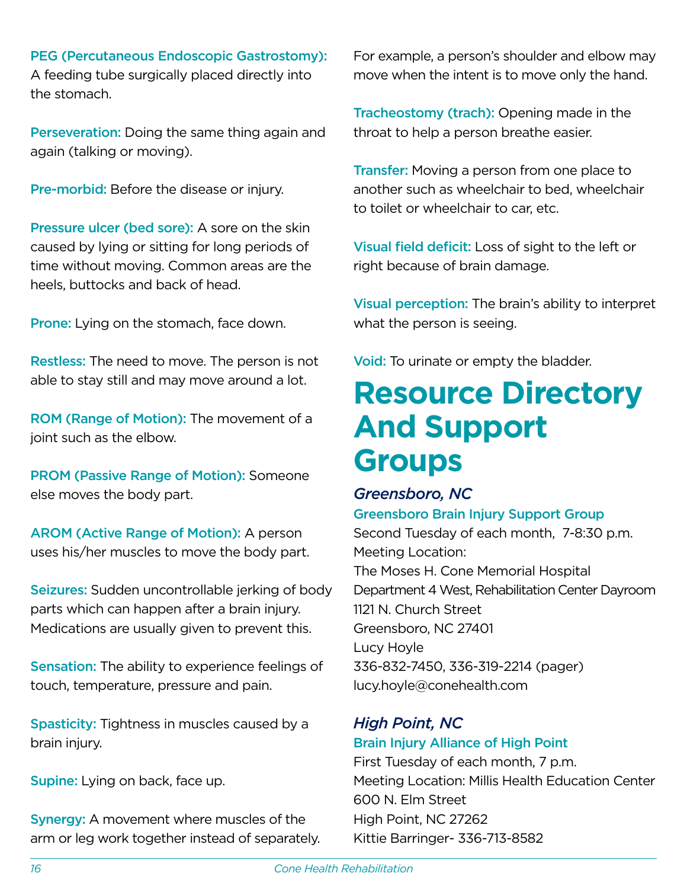**PEG (Percutaneous Endoscopic Gastrostomy):** A feeding tube surgically placed directly into the stomach.

**Perseveration:** Doing the same thing again and again (talking or moving).

**Pre-morbid:** Before the disease or injury.

**Pressure ulcer (bed sore):** A sore on the skin caused by lying or sitting for long periods of time without moving. Common areas are the heels, buttocks and back of head.

**Prone:** Lying on the stomach, face down.

**Restless:** The need to move. The person is not able to stay still and may move around a lot.

**ROM (Range of Motion):** The movement of a joint such as the elbow.

**PROM (Passive Range of Motion):** Someone else moves the body part.

**AROM (Active Range of Motion):** A person uses his/her muscles to move the body part.

**Seizures:** Sudden uncontrollable jerking of body parts which can happen after a brain injury. Medications are usually given to prevent this.

**Sensation:** The ability to experience feelings of touch, temperature, pressure and pain.

**Spasticity:** Tightness in muscles caused by a brain injury.

**Supine:** Lying on back, face up.

**Synergy:** A movement where muscles of the arm or leg work together instead of separately. For example, a person's shoulder and elbow may move when the intent is to move only the hand.

**Tracheostomy (trach):** Opening made in the throat to help a person breathe easier.

**Transfer:** Moving a person from one place to another such as wheelchair to bed, wheelchair to toilet or wheelchair to car, etc.

**Visual field deficit:** Loss of sight to the left or right because of brain damage.

**Visual perception:** The brain's ability to interpret what the person is seeing.

**Void:** To urinate or empty the bladder.

# Resource Directory And Support Groups

### *Greensboro, NC*

**Greensboro Brain Injury Support Group**
Second Tuesday of each month, 7-8:30 p.m.
Meeting Location:
The Moses H. Cone Memorial Hospital
Department 4 West, Rehabilitation Center Dayroom
1121 N. Church Street
Greensboro, NC 27401
Lucy Hoyle
336-832-7450, 336-319-2214 (pager)
lucy.hoyle@conehealth.com

### *High Point, NC*

**Brain Injury Alliance of High Point**
First Tuesday of each month, 7 p.m.
Meeting Location: Millis Health Education Center
600 N. Elm Street
High Point, NC 27262
Kittie Barringer- 336-713-8582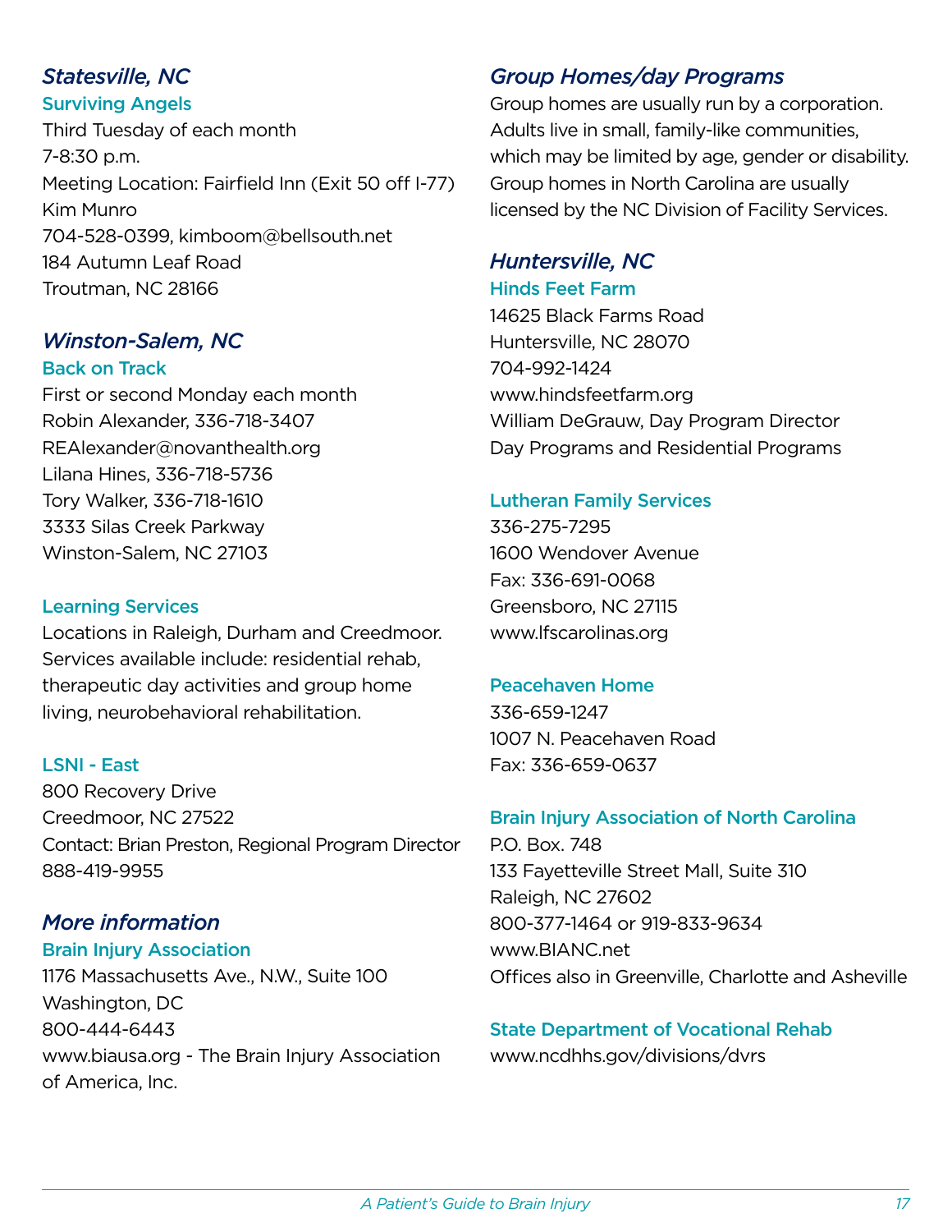## *Statesville, NC*

### Surviving Angels

Third Tuesday of each month
7-8:30 p.m.
Meeting Location: Fairfield Inn (Exit 50 off I-77)
Kim Munro
704-528-0399, kimboom@bellsouth.net
184 Autumn Leaf Road
Troutman, NC 28166

## *Winston-Salem, NC*

### Back on Track

First or second Monday each month
Robin Alexander, 336-718-3407
REAlexander@novanthealth.org
Lilana Hines, 336-718-5736
Tory Walker, 336-718-1610
3333 Silas Creek Parkway
Winston-Salem, NC 27103

### Learning Services

Locations in Raleigh, Durham and Creedmoor. Services available include: residential rehab, therapeutic day activities and group home living, neurobehavioral rehabilitation.

### LSNI - East

800 Recovery Drive
Creedmoor, NC 27522
Contact: Brian Preston, Regional Program Director
888-419-9955

## *More information*

### Brain Injury Association

1176 Massachusetts Ave., N.W., Suite 100
Washington, DC
800-444-6443
www.biausa.org - The Brain Injury Association of America, Inc.

## *Group Homes/day Programs*

Group homes are usually run by a corporation. Adults live in small, family-like communities, which may be limited by age, gender or disability. Group homes in North Carolina are usually licensed by the NC Division of Facility Services.

## *Huntersville, NC*

### Hinds Feet Farm

14625 Black Farms Road
Huntersville, NC 28070
704-992-1424
www.hindsfeetfarm.org
William DeGrauw, Day Program Director
Day Programs and Residential Programs

### Lutheran Family Services

336-275-7295
1600 Wendover Avenue
Fax: 336-691-0068
Greensboro, NC 27115
www.lfscarolinas.org

### Peacehaven Home

336-659-1247
1007 N. Peacehaven Road
Fax: 336-659-0637

### Brain Injury Association of North Carolina

P.O. Box. 748
133 Fayetteville Street Mall, Suite 310
Raleigh, NC 27602
800-377-1464 or 919-833-9634
www.BIANC.net
Offices also in Greenville, Charlotte and Asheville

### State Department of Vocational Rehab

www.ncdhhs.gov/divisions/dvrs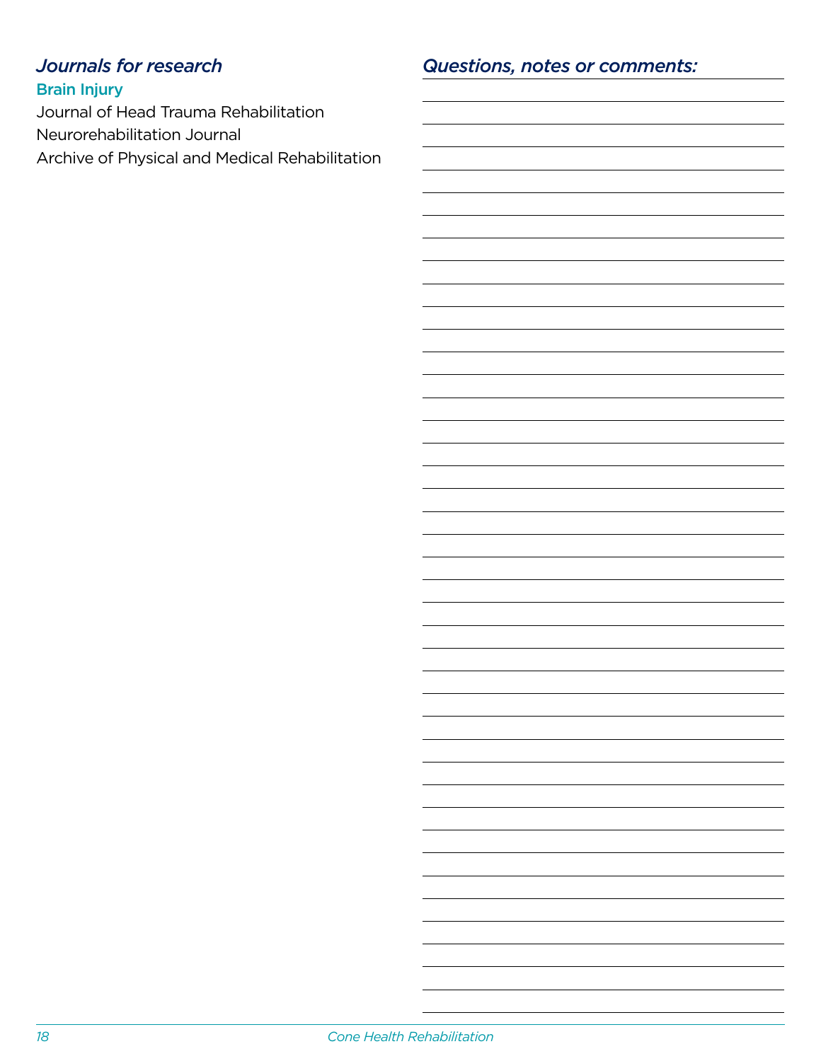## *Journals for research*

### Brain Injury

Journal of Head Trauma Rehabilitation

Neurorehabilitation Journal

Archive of Physical and Medical Rehabilitation

## *Questions, notes or comments:*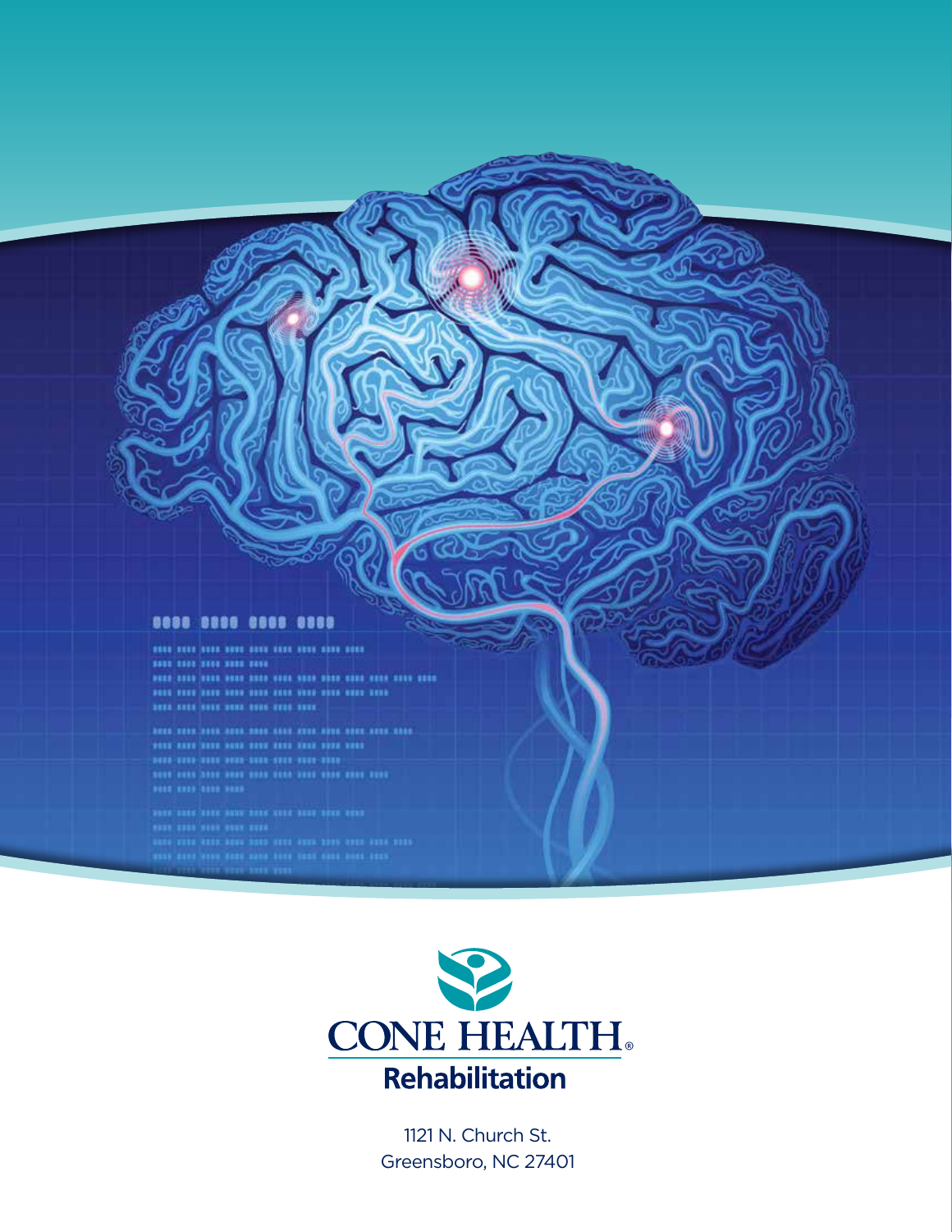CONE HEALTH®

**Rehabilitation**

1121 N. Church St.
Greensboro, NC 27401